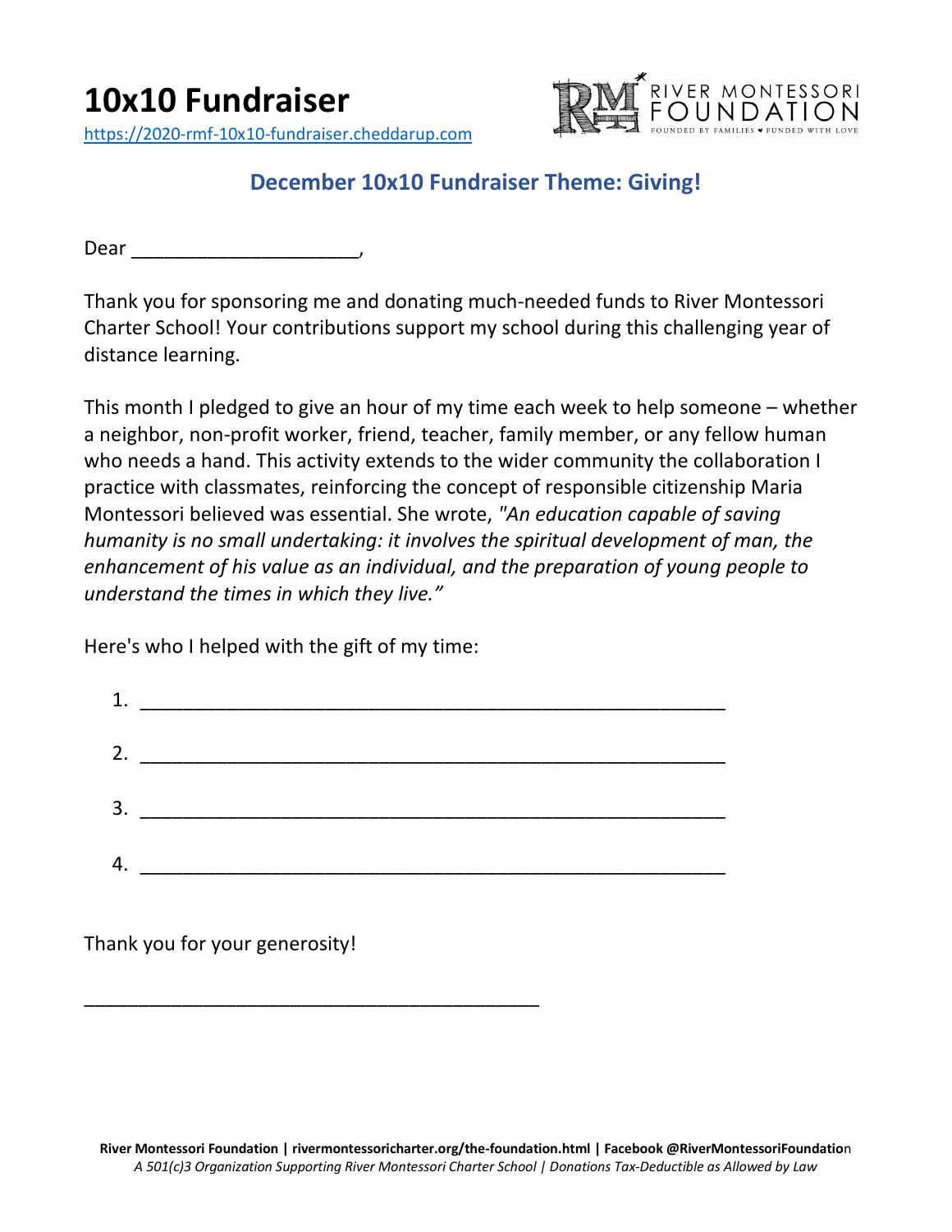# 10x10 Fundraiser

https://2020-rmf-10x10-fundraiser.cheddarup.com

RIVER MONTESSORI FOUNDATION

FOUNDED BY FAMILIES ♥ FUNDED WITH LOVE

## December 10x10 Fundraiser Theme: Giving!

Dear ______________________,

Thank you for sponsoring me and donating much-needed funds to River Montessori Charter School! Your contributions support my school during this challenging year of distance learning.

This month I pledged to give an hour of my time each week to help someone – whether a neighbor, non-profit worker, friend, teacher, family member, or any fellow human who needs a hand. This activity extends to the wider community the collaboration I practice with classmates, reinforcing the concept of responsible citizenship Maria Montessori believed was essential. She wrote, *"An education capable of saving humanity is no small undertaking: it involves the spiritual development of man, the enhancement of his value as an individual, and the preparation of young people to understand the times in which they live."*

Here's who I helped with the gift of my time:

1. ________________________________________________________
2. ________________________________________________________
3. ________________________________________________________
4. ________________________________________________________

Thank you for your generosity!

____________________________________________

**River Montessori Foundation | rivermontessoricharter.org/the-foundation.html | Facebook @RiverMontessoriFoundation**

*A 501(c)3 Organization Supporting River Montessori Charter School | Donations Tax-Deductible as Allowed by Law*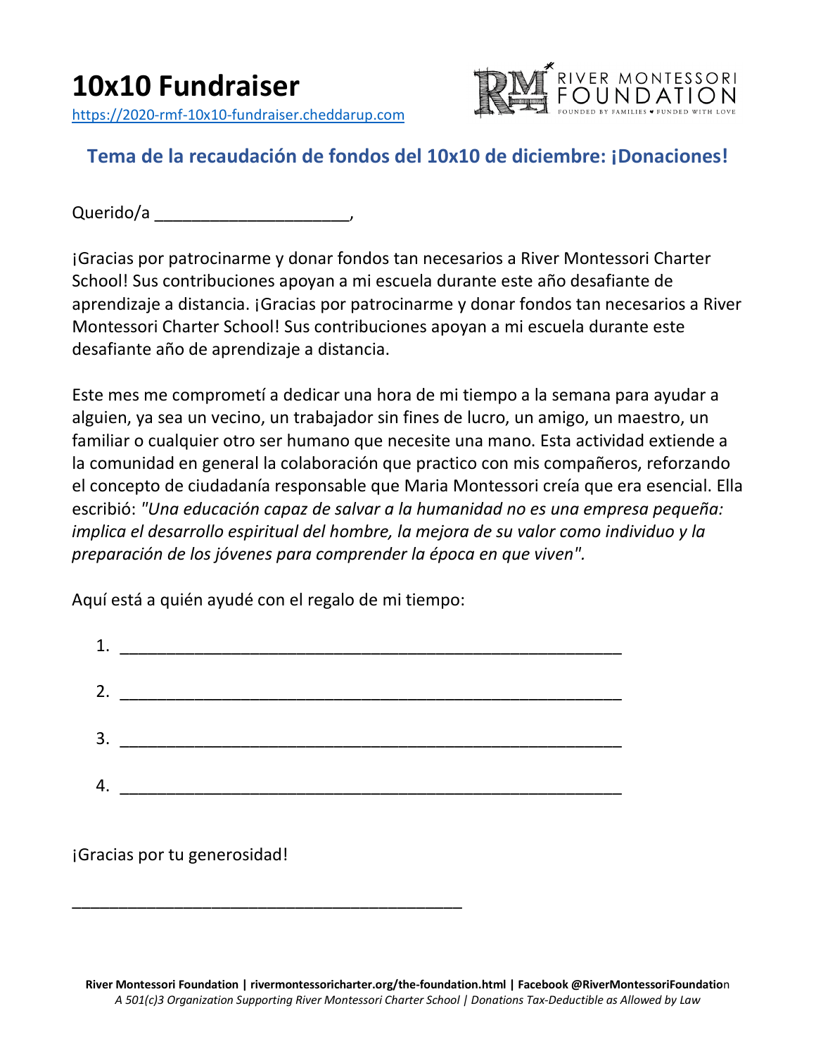# 10x10 Fundraiser

https://2020-rmf-10x10-fundraiser.cheddarup.com

RIVER MONTESSORI FOUNDATION
FOUNDED BY FAMILIES ❤ FUNDED WITH LOVE

## Tema de la recaudación de fondos del 10x10 de diciembre: ¡Donaciones!

Querido/a ____________________,

¡Gracias por patrocinarme y donar fondos tan necesarios a River Montessori Charter School! Sus contribuciones apoyan a mi escuela durante este año desafiante de aprendizaje a distancia. ¡Gracias por patrocinarme y donar fondos tan necesarios a River Montessori Charter School! Sus contribuciones apoyan a mi escuela durante este desafiante año de aprendizaje a distancia.

Este mes me comprometí a dedicar una hora de mi tiempo a la semana para ayudar a alguien, ya sea un vecino, un trabajador sin fines de lucro, un amigo, un maestro, un familiar o cualquier otro ser humano que necesite una mano. Esta actividad extiende a la comunidad en general la colaboración que practico con mis compañeros, reforzando el concepto de ciudadanía responsable que Maria Montessori creía que era esencial. Ella escribió: *"Una educación capaz de salvar a la humanidad no es una empresa pequeña: implica el desarrollo espiritual del hombre, la mejora de su valor como individuo y la preparación de los jóvenes para comprender la época en que viven".*

Aquí está a quién ayudé con el regalo de mi tiempo:

1. ____________________________________________________
2. ____________________________________________________
3. ____________________________________________________
4. ____________________________________________________

¡Gracias por tu generosidad!

________________________________________

**River Montessori Foundation | rivermontessoricharter.org/the-foundation.html | Facebook @RiverMontessoriFoundation**
*A 501(c)3 Organization Supporting River Montessori Charter School | Donations Tax-Deductible as Allowed by Law*